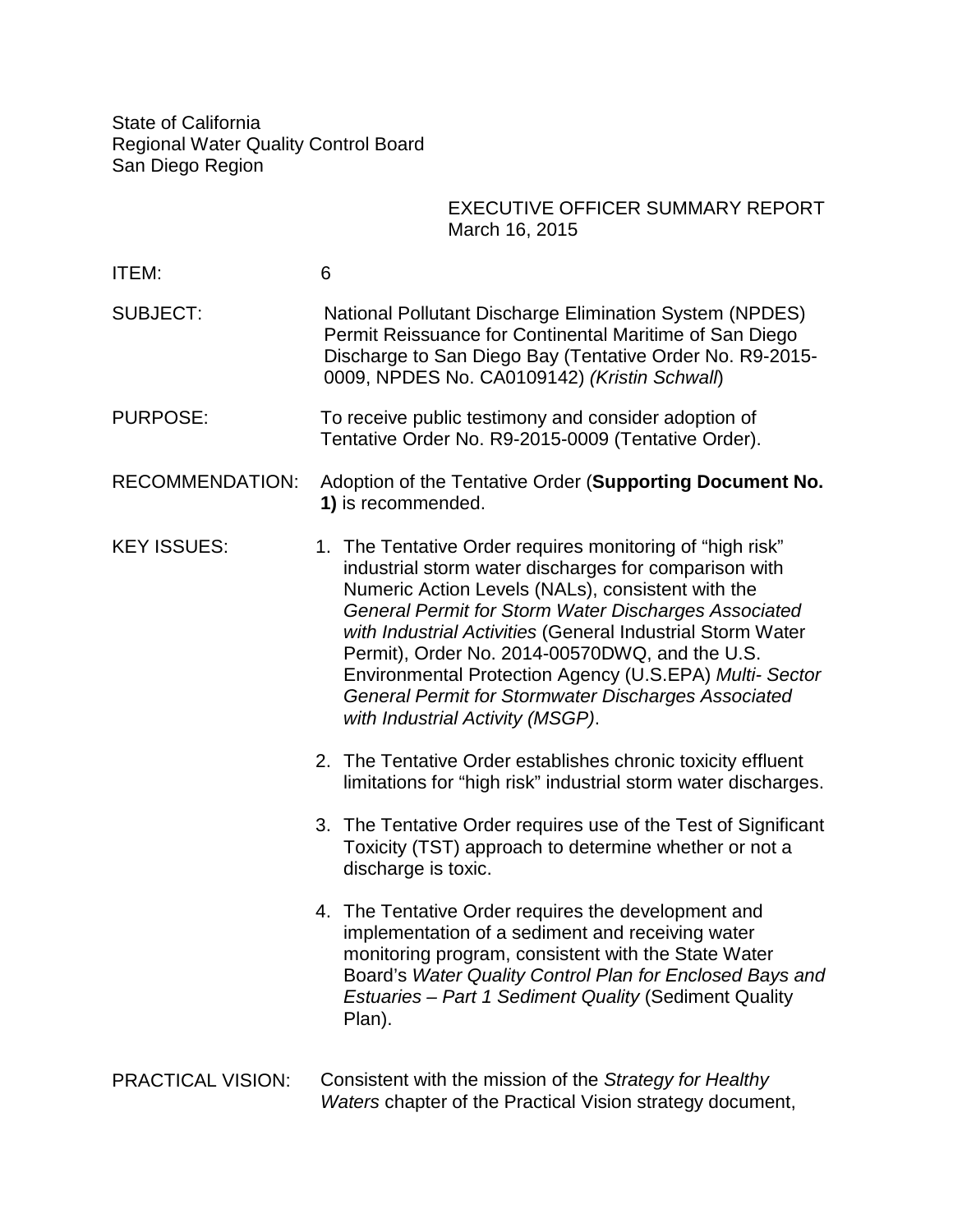State of California
Regional Water Quality Control Board
San Diego Region

EXECUTIVE OFFICER SUMMARY REPORT
March 16, 2015

ITEM: 6

SUBJECT: National Pollutant Discharge Elimination System (NPDES) Permit Reissuance for Continental Maritime of San Diego Discharge to San Diego Bay (Tentative Order No. R9-2015-0009, NPDES No. CA0109142) *(Kristin Schwall)*

PURPOSE: To receive public testimony and consider adoption of Tentative Order No. R9-2015-0009 (Tentative Order).

RECOMMENDATION: Adoption of the Tentative Order (**Supporting Document No. 1)** is recommended.

KEY ISSUES:

1. The Tentative Order requires monitoring of "high risk" industrial storm water discharges for comparison with Numeric Action Levels (NALs), consistent with the *General Permit for Storm Water Discharges Associated with Industrial Activities* (General Industrial Storm Water Permit), Order No. 2014-00570DWQ, and the U.S. Environmental Protection Agency (U.S.EPA) *Multi- Sector General Permit for Stormwater Discharges Associated with Industrial Activity (MSGP)*.

2. The Tentative Order establishes chronic toxicity effluent limitations for "high risk" industrial storm water discharges.

3. The Tentative Order requires use of the Test of Significant Toxicity (TST) approach to determine whether or not a discharge is toxic.

4. The Tentative Order requires the development and implementation of a sediment and receiving water monitoring program, consistent with the State Water Board's *Water Quality Control Plan for Enclosed Bays and Estuaries – Part 1 Sediment Quality* (Sediment Quality Plan).

PRACTICAL VISION: Consistent with the mission of the *Strategy for Healthy Waters* chapter of the Practical Vision strategy document,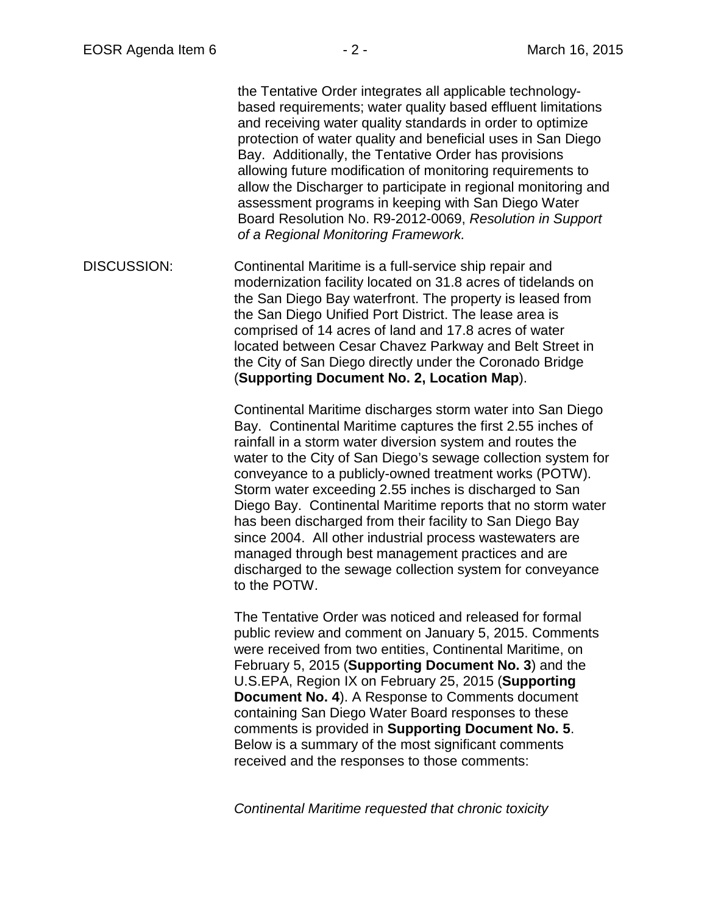the Tentative Order integrates all applicable technology-based requirements; water quality based effluent limitations and receiving water quality standards in order to optimize protection of water quality and beneficial uses in San Diego Bay. Additionally, the Tentative Order has provisions allowing future modification of monitoring requirements to allow the Discharger to participate in regional monitoring and assessment programs in keeping with San Diego Water Board Resolution No. R9-2012-0069, *Resolution in Support of a Regional Monitoring Framework.*

DISCUSSION: Continental Maritime is a full-service ship repair and modernization facility located on 31.8 acres of tidelands on the San Diego Bay waterfront. The property is leased from the San Diego Unified Port District. The lease area is comprised of 14 acres of land and 17.8 acres of water located between Cesar Chavez Parkway and Belt Street in the City of San Diego directly under the Coronado Bridge (**Supporting Document No. 2, Location Map**).

Continental Maritime discharges storm water into San Diego Bay. Continental Maritime captures the first 2.55 inches of rainfall in a storm water diversion system and routes the water to the City of San Diego's sewage collection system for conveyance to a publicly-owned treatment works (POTW). Storm water exceeding 2.55 inches is discharged to San Diego Bay. Continental Maritime reports that no storm water has been discharged from their facility to San Diego Bay since 2004. All other industrial process wastewaters are managed through best management practices and are discharged to the sewage collection system for conveyance to the POTW.

The Tentative Order was noticed and released for formal public review and comment on January 5, 2015. Comments were received from two entities, Continental Maritime, on February 5, 2015 (**Supporting Document No. 3**) and the U.S.EPA, Region IX on February 25, 2015 (**Supporting Document No. 4**). A Response to Comments document containing San Diego Water Board responses to these comments is provided in **Supporting Document No. 5**. Below is a summary of the most significant comments received and the responses to those comments:

*Continental Maritime requested that chronic toxicity*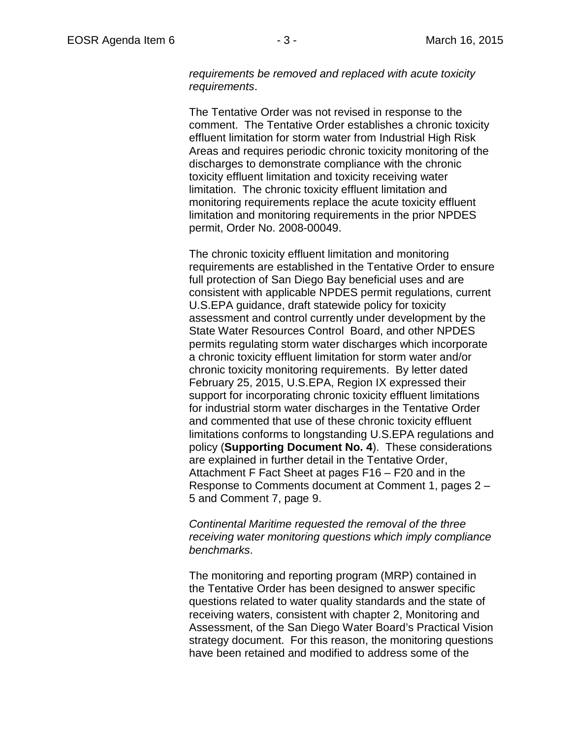*requirements be removed and replaced with acute toxicity requirements*.

The Tentative Order was not revised in response to the comment. The Tentative Order establishes a chronic toxicity effluent limitation for storm water from Industrial High Risk Areas and requires periodic chronic toxicity monitoring of the discharges to demonstrate compliance with the chronic toxicity effluent limitation and toxicity receiving water limitation. The chronic toxicity effluent limitation and monitoring requirements replace the acute toxicity effluent limitation and monitoring requirements in the prior NPDES permit, Order No. 2008-00049.

The chronic toxicity effluent limitation and monitoring requirements are established in the Tentative Order to ensure full protection of San Diego Bay beneficial uses and are consistent with applicable NPDES permit regulations, current U.S.EPA guidance, draft statewide policy for toxicity assessment and control currently under development by the State Water Resources Control Board, and other NPDES permits regulating storm water discharges which incorporate a chronic toxicity effluent limitation for storm water and/or chronic toxicity monitoring requirements. By letter dated February 25, 2015, U.S.EPA, Region IX expressed their support for incorporating chronic toxicity effluent limitations for industrial storm water discharges in the Tentative Order and commented that use of these chronic toxicity effluent limitations conforms to longstanding U.S.EPA regulations and policy (**Supporting Document No. 4**). These considerations are explained in further detail in the Tentative Order, Attachment F Fact Sheet at pages F16 – F20 and in the Response to Comments document at Comment 1, pages 2 – 5 and Comment 7, page 9.

*Continental Maritime requested the removal of the three receiving water monitoring questions which imply compliance benchmarks*.

The monitoring and reporting program (MRP) contained in the Tentative Order has been designed to answer specific questions related to water quality standards and the state of receiving waters, consistent with chapter 2, Monitoring and Assessment, of the San Diego Water Board's Practical Vision strategy document. For this reason, the monitoring questions have been retained and modified to address some of the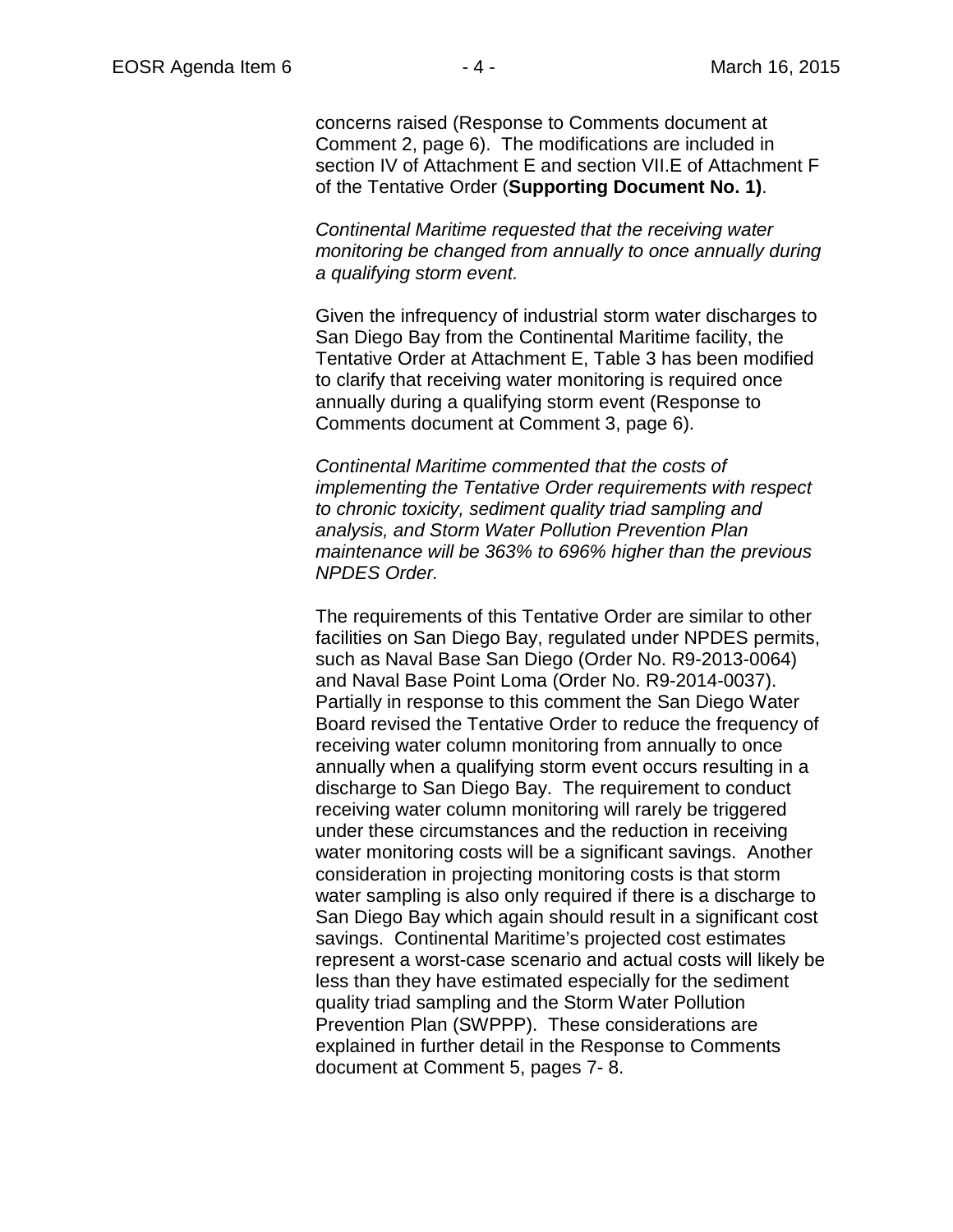concerns raised (Response to Comments document at Comment 2, page 6). The modifications are included in section IV of Attachment E and section VII.E of Attachment F of the Tentative Order (**Supporting Document No. 1)**.

*Continental Maritime requested that the receiving water monitoring be changed from annually to once annually during a qualifying storm event.*

Given the infrequency of industrial storm water discharges to San Diego Bay from the Continental Maritime facility, the Tentative Order at Attachment E, Table 3 has been modified to clarify that receiving water monitoring is required once annually during a qualifying storm event (Response to Comments document at Comment 3, page 6).

*Continental Maritime commented that the costs of implementing the Tentative Order requirements with respect to chronic toxicity, sediment quality triad sampling and analysis, and Storm Water Pollution Prevention Plan maintenance will be 363% to 696% higher than the previous NPDES Order.*

The requirements of this Tentative Order are similar to other facilities on San Diego Bay, regulated under NPDES permits, such as Naval Base San Diego (Order No. R9-2013-0064) and Naval Base Point Loma (Order No. R9-2014-0037). Partially in response to this comment the San Diego Water Board revised the Tentative Order to reduce the frequency of receiving water column monitoring from annually to once annually when a qualifying storm event occurs resulting in a discharge to San Diego Bay. The requirement to conduct receiving water column monitoring will rarely be triggered under these circumstances and the reduction in receiving water monitoring costs will be a significant savings. Another consideration in projecting monitoring costs is that storm water sampling is also only required if there is a discharge to San Diego Bay which again should result in a significant cost savings. Continental Maritime's projected cost estimates represent a worst-case scenario and actual costs will likely be less than they have estimated especially for the sediment quality triad sampling and the Storm Water Pollution Prevention Plan (SWPPP). These considerations are explained in further detail in the Response to Comments document at Comment 5, pages 7- 8.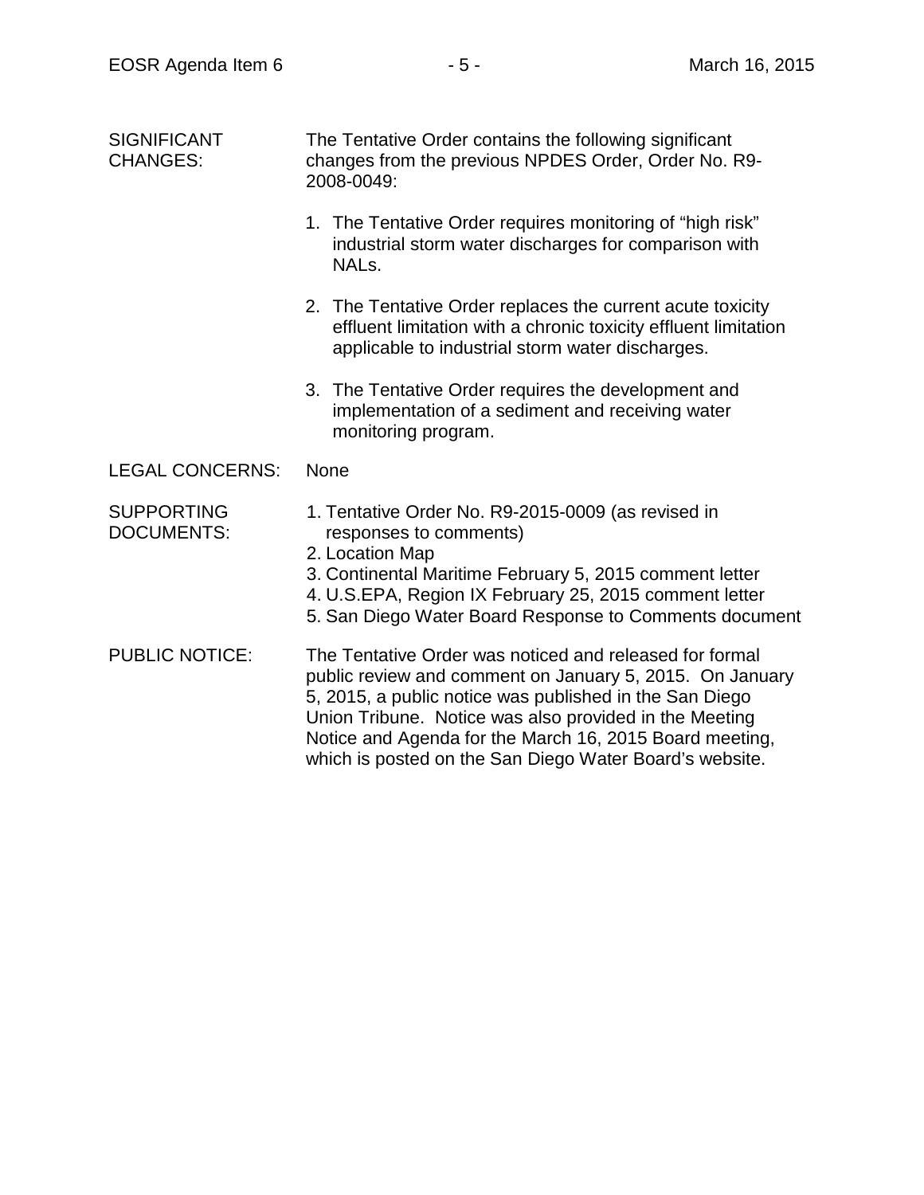SIGNIFICANT CHANGES: The Tentative Order contains the following significant changes from the previous NPDES Order, Order No. R9-2008-0049:

1. The Tentative Order requires monitoring of "high risk" industrial storm water discharges for comparison with NALs.
2. The Tentative Order replaces the current acute toxicity effluent limitation with a chronic toxicity effluent limitation applicable to industrial storm water discharges.
3. The Tentative Order requires the development and implementation of a sediment and receiving water monitoring program.

LEGAL CONCERNS: None

SUPPORTING DOCUMENTS:

1. Tentative Order No. R9-2015-0009 (as revised in responses to comments)
2. Location Map
3. Continental Maritime February 5, 2015 comment letter
4. U.S.EPA, Region IX February 25, 2015 comment letter
5. San Diego Water Board Response to Comments document

PUBLIC NOTICE: The Tentative Order was noticed and released for formal public review and comment on January 5, 2015. On January 5, 2015, a public notice was published in the San Diego Union Tribune. Notice was also provided in the Meeting Notice and Agenda for the March 16, 2015 Board meeting, which is posted on the San Diego Water Board's website.